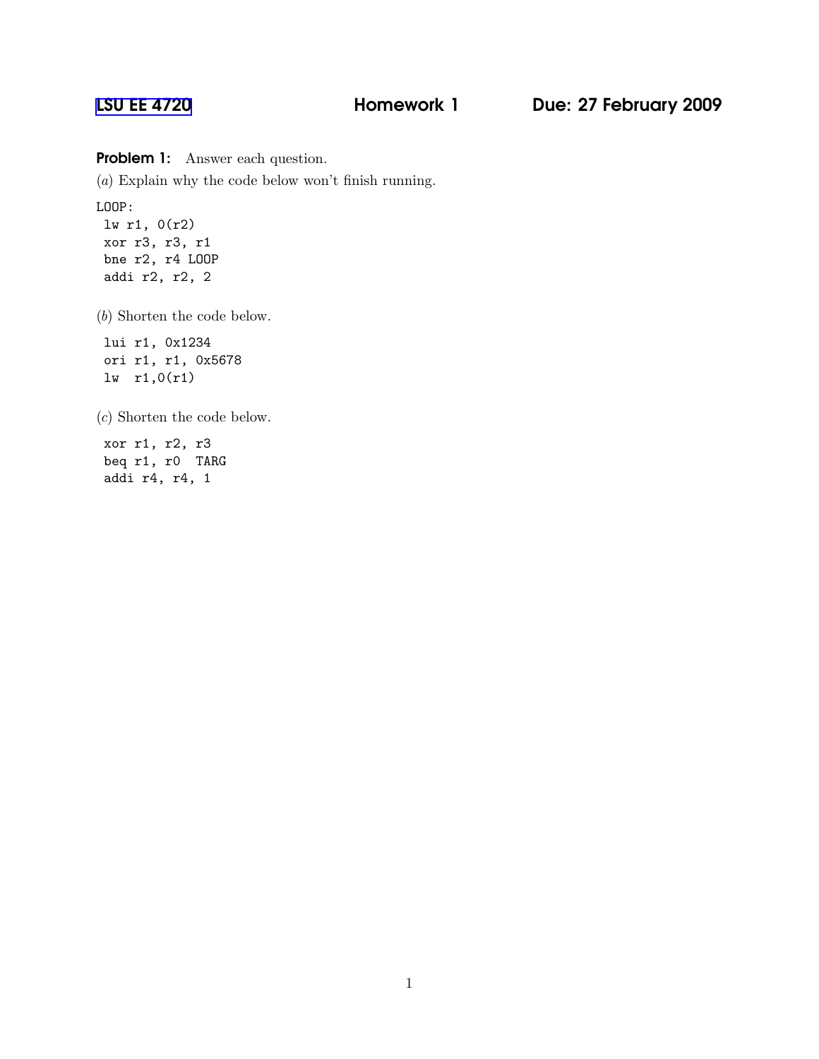# LSU EE 4720 Homework 1 Due: 27 February 2009

**Problem 1:** Answer each question.

(*a*) Explain why the code below won't finish running.

```
LOOP:
 lw r1, 0(r2)
 xor r3, r3, r1
 bne r2, r4 LOOP
 addi r2, r2, 2
```

(*b*) Shorten the code below.

```
 lui r1, 0x1234
 ori r1, r1, 0x5678
 lw  r1,0(r1)
```

(*c*) Shorten the code below.

```
 xor r1, r2, r3
 beq r1, r0  TARG
 addi r4, r4, 1
```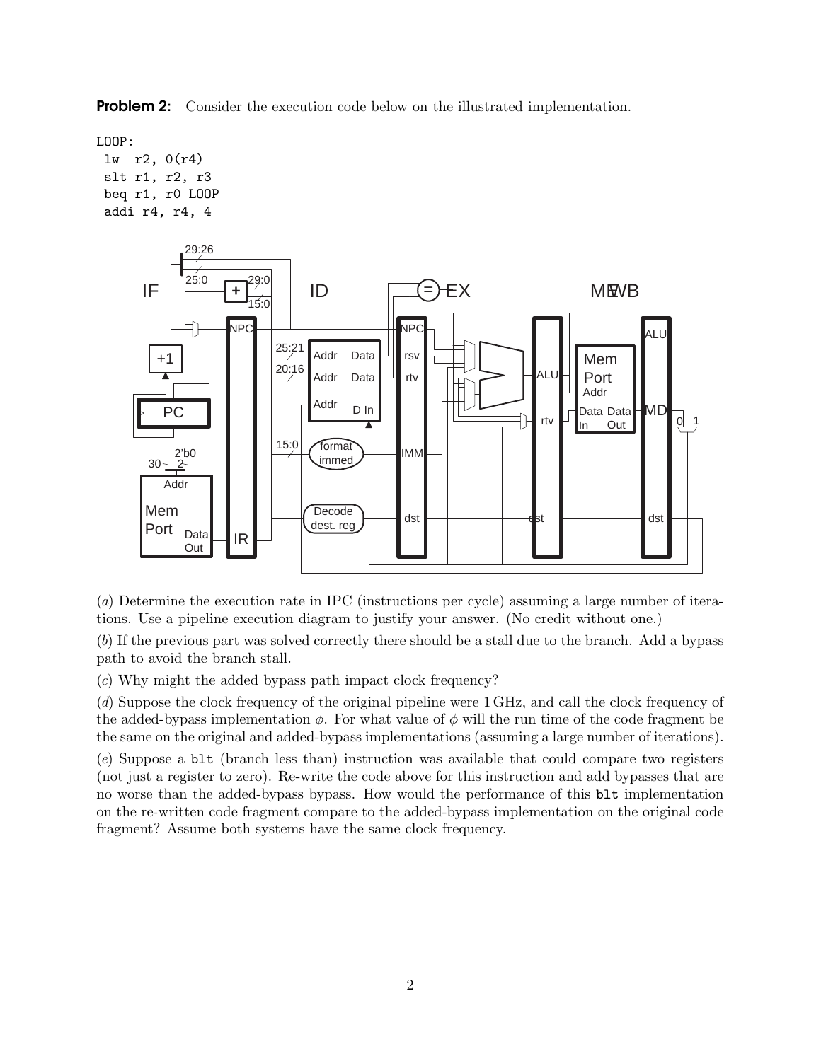**Problem 2:** Consider the execution code below on the illustrated implementation.

```
LOOP:
 lw  r2, 0(r4)
 slt r1, r2, r3
 beq r1, r0 LOOP
 addi r4, r4, 4
```

29:26

25:0

29:0

15:0

IF

ID

EX

MEWB

NPC

NPC

ALU

+1

25:21

Addr

Data

rsv

Mem Port

20:16

Addr

Data

rtv

ALU

Addr

PC

Addr

D In

Data In

Data Out

MD

rtv

0

1

2'b0

30

2

15:0

format immed

IMM

Addr

Mem Port

Data Out

IR

Decode dest. reg

dst

dst

dst

(*a*) Determine the execution rate in IPC (instructions per cycle) assuming a large number of iterations. Use a pipeline execution diagram to justify your answer. (No credit without one.)

(*b*) If the previous part was solved correctly there should be a stall due to the branch. Add a bypass path to avoid the branch stall.

(*c*) Why might the added bypass path impact clock frequency?

(*d*) Suppose the clock frequency of the original pipeline were 1 GHz, and call the clock frequency of the added-bypass implementation $\phi$. For what value of $\phi$ will the run time of the code fragment be the same on the original and added-bypass implementations (assuming a large number of iterations).

(*e*) Suppose a `blt` (branch less than) instruction was available that could compare two registers (not just a register to zero). Re-write the code above for this instruction and add bypasses that are no worse than the added-bypass bypass. How would the performance of this `blt` implementation on the re-written code fragment compare to the added-bypass implementation on the original code fragment? Assume both systems have the same clock frequency.